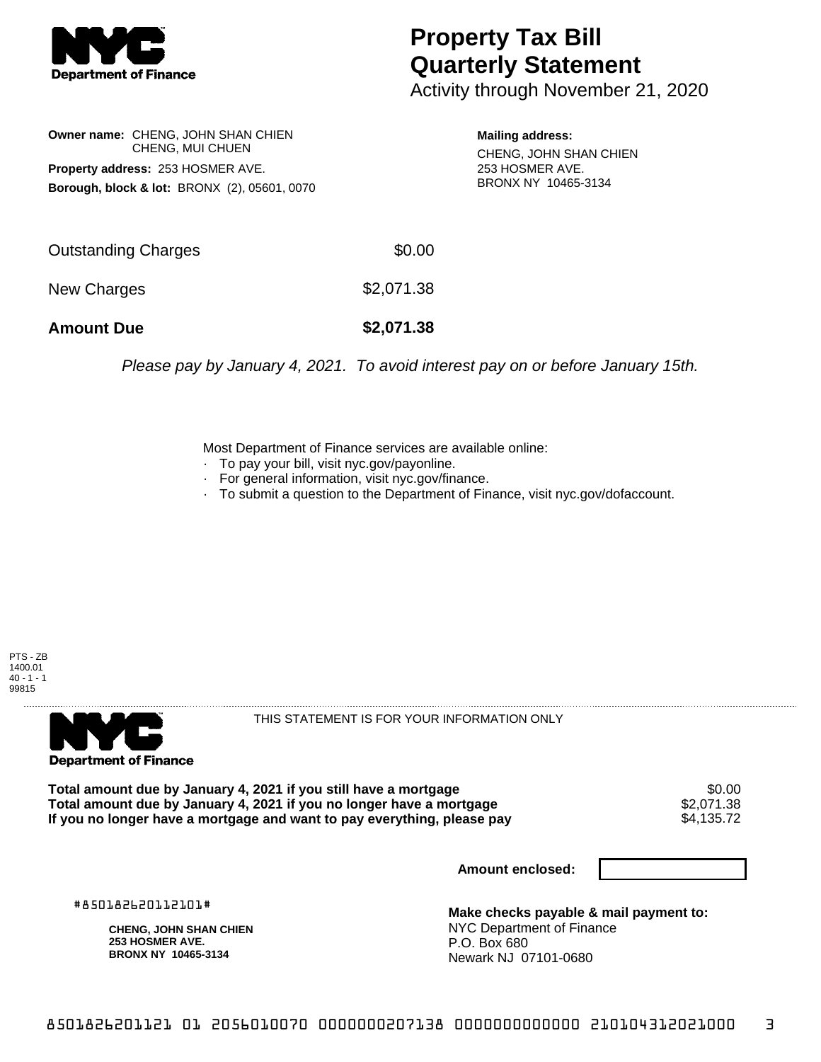**NYC Department of Finance**

# Property Tax Bill Quarterly Statement

Activity through November 21, 2020

**Owner name:** CHENG, JOHN SHAN CHIEN
CHENG, MUI CHUEN

**Property address:** 253 HOSMER AVE.

**Borough, block & lot:** BRONX (2), 05601, 0070

**Mailing address:**
CHENG, JOHN SHAN CHIEN
253 HOSMER AVE.
BRONX NY 10465-3134

| | |
|---|---|
| Outstanding Charges | $0.00 |
| New Charges | $2,071.38 |
| **Amount Due** | **$2,071.38** |

*Please pay by January 4, 2021. To avoid interest pay on or before January 15th.*

Most Department of Finance services are available online:

- To pay your bill, visit nyc.gov/payonline.
- For general information, visit nyc.gov/finance.
- To submit a question to the Department of Finance, visit nyc.gov/dofaccount.

PTS - ZB
1400.01
40 - 1 - 1
99815

**NYC Department of Finance**

THIS STATEMENT IS FOR YOUR INFORMATION ONLY

| | |
|---|---|
| **Total amount due by January 4, 2021 if you still have a mortgage** | $0.00 |
| **Total amount due by January 4, 2021 if you no longer have a mortgage** | $2,071.38 |
| **If you no longer have a mortgage and want to pay everything, please pay** | $4,135.72 |

**Amount enclosed:**

#850182620112101#

**CHENG, JOHN SHAN CHIEN**
**253 HOSMER AVE.**
**BRONX NY 10465-3134**

**Make checks payable & mail payment to:**
NYC Department of Finance
P.O. Box 680
Newark NJ 07101-0680

8501826201121 01 2056010070 0000000207138 0000000000000 210104312021000 3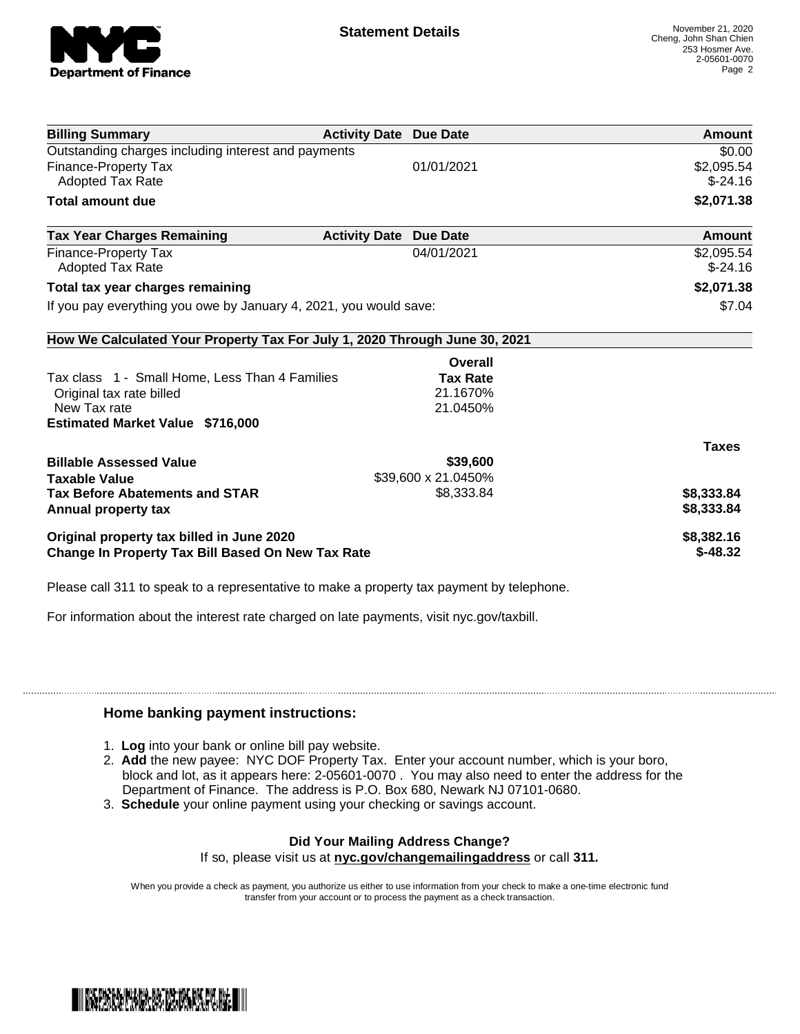Statement Details

November 21, 2020
Cheng, John Shan Chien
253 Hosmer Ave.
2-05601-0070

| Billing Summary | Activity Date | Due Date | Amount |
|---|---|---|---|
| Outstanding charges including interest and payments | | | $0.00 |
| Finance-Property Tax | | 01/01/2021 | $2,095.54 |
| Adopted Tax Rate | | | $-24.16 |
| **Total amount due** | | | **$2,071.38** |

| Tax Year Charges Remaining | Activity Date | Due Date | Amount |
|---|---|---|---|
| Finance-Property Tax | | 04/01/2021 | $2,095.54 |
| Adopted Tax Rate | | | $-24.16 |
| **Total tax year charges remaining** | | | **$2,071.38** |
| If you pay everything you owe by January 4, 2021, you would save: | | | $7.04 |

**How We Calculated Your Property Tax For July 1, 2020 Through June 30, 2021**

| | Overall Tax Rate | Taxes |
|---|---|---|
| Tax class 1 - Small Home, Less Than 4 Families | | |
| Original tax rate billed | 21.1670% | |
| New Tax rate | 21.0450% | |
| **Estimated Market Value $716,000** | | |
| **Billable Assessed Value** | **$39,600** | |
| **Taxable Value** | $39,600 x 21.0450% | |
| **Tax Before Abatements and STAR** | $8,333.84 | **$8,333.84** |
| **Annual property tax** | | **$8,333.84** |
| **Original property tax billed in June 2020** | | **$8,382.16** |
| **Change In Property Tax Bill Based On New Tax Rate** | | **$-48.32** |

Please call 311 to speak to a representative to make a property tax payment by telephone.

For information about the interest rate charged on late payments, visit nyc.gov/taxbill.

## Home banking payment instructions:

1. **Log** into your bank or online bill pay website.
2. **Add** the new payee: NYC DOF Property Tax. Enter your account number, which is your boro, block and lot, as it appears here: 2-05601-0070 . You may also need to enter the address for the Department of Finance. The address is P.O. Box 680, Newark NJ 07101-0680.
3. **Schedule** your online payment using your checking or savings account.

**Did Your Mailing Address Change?**
If so, please visit us at **nyc.gov/changemailingaddress** or call **311.**

When you provide a check as payment, you authorize us either to use information from your check to make a one-time electronic fund transfer from your account or to process the payment as a check transaction.